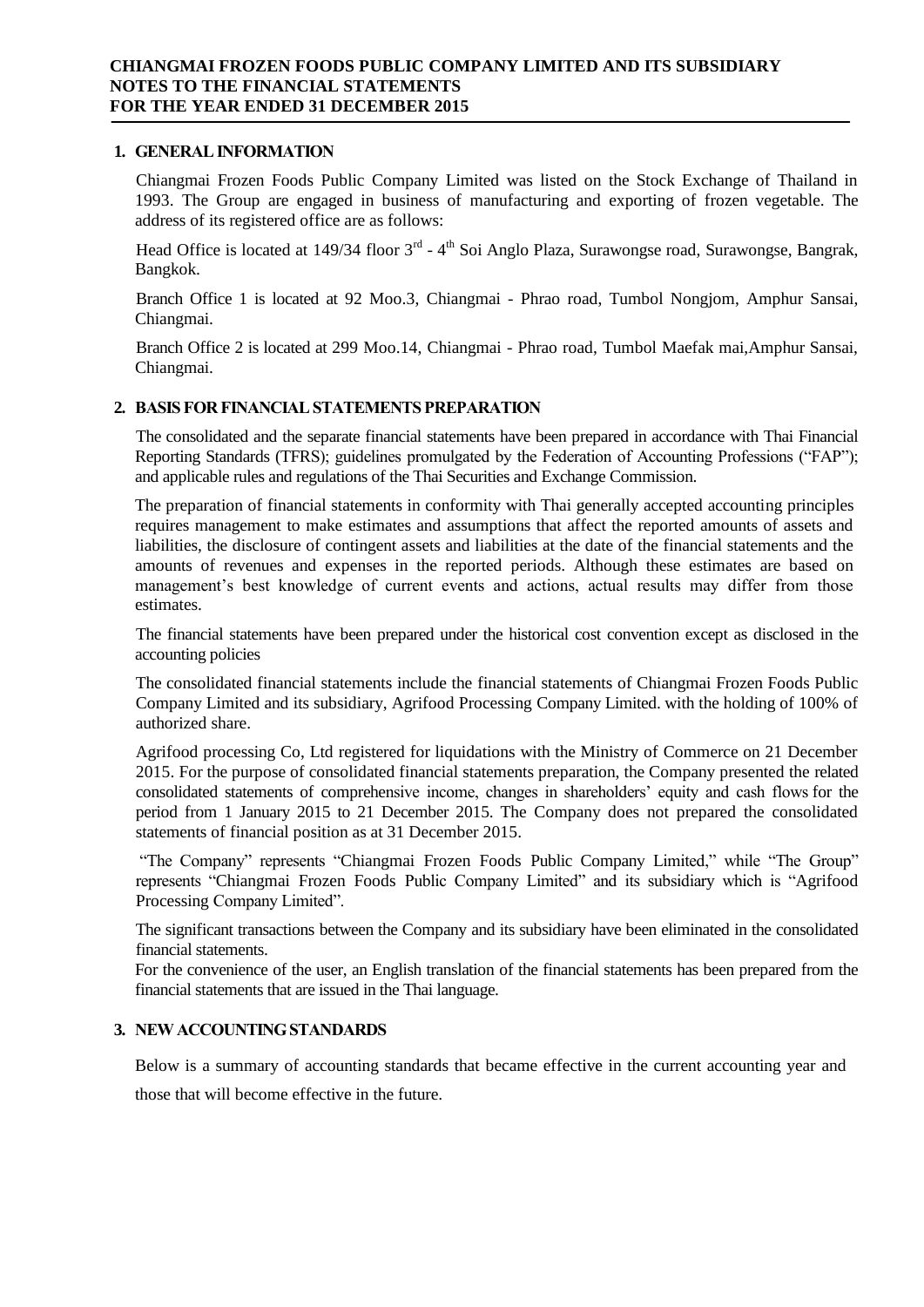## 1. GENERAL INFORMATION

Chiangmai Frozen Foods Public Company Limited was listed on the Stock Exchange of Thailand in 1993. The Group are engaged in business of manufacturing and exporting of frozen vegetable. The address of its registered office are as follows:

Head Office is located at 149/34 floor 3rd - 4th Soi Anglo Plaza, Surawongse road, Surawongse, Bangrak, Bangkok.

Branch Office 1 is located at 92 Moo.3, Chiangmai - Phrao road, Tumbol Nongjom, Amphur Sansai, Chiangmai.

Branch Office 2 is located at 299 Moo.14, Chiangmai - Phrao road, Tumbol Maefak mai,Amphur Sansai, Chiangmai.

## 2. BASIS FOR FINANCIAL STATEMENTS PREPARATION

The consolidated and the separate financial statements have been prepared in accordance with Thai Financial Reporting Standards (TFRS); guidelines promulgated by the Federation of Accounting Professions ("FAP"); and applicable rules and regulations of the Thai Securities and Exchange Commission.

The preparation of financial statements in conformity with Thai generally accepted accounting principles requires management to make estimates and assumptions that affect the reported amounts of assets and liabilities, the disclosure of contingent assets and liabilities at the date of the financial statements and the amounts of revenues and expenses in the reported periods. Although these estimates are based on management's best knowledge of current events and actions, actual results may differ from those estimates.

The financial statements have been prepared under the historical cost convention except as disclosed in the accounting policies

The consolidated financial statements include the financial statements of Chiangmai Frozen Foods Public Company Limited and its subsidiary, Agrifood Processing Company Limited. with the holding of 100% of authorized share.

Agrifood processing Co, Ltd registered for liquidations with the Ministry of Commerce on 21 December 2015. For the purpose of consolidated financial statements preparation, the Company presented the related consolidated statements of comprehensive income, changes in shareholders' equity and cash flows for the period from 1 January 2015 to 21 December 2015. The Company does not prepared the consolidated statements of financial position as at 31 December 2015.

"The Company" represents "Chiangmai Frozen Foods Public Company Limited," while "The Group" represents "Chiangmai Frozen Foods Public Company Limited" and its subsidiary which is "Agrifood Processing Company Limited".

The significant transactions between the Company and its subsidiary have been eliminated in the consolidated financial statements.

For the convenience of the user, an English translation of the financial statements has been prepared from the financial statements that are issued in the Thai language.

## 3. NEW ACCOUNTING STANDARDS

Below is a summary of accounting standards that became effective in the current accounting year and those that will become effective in the future.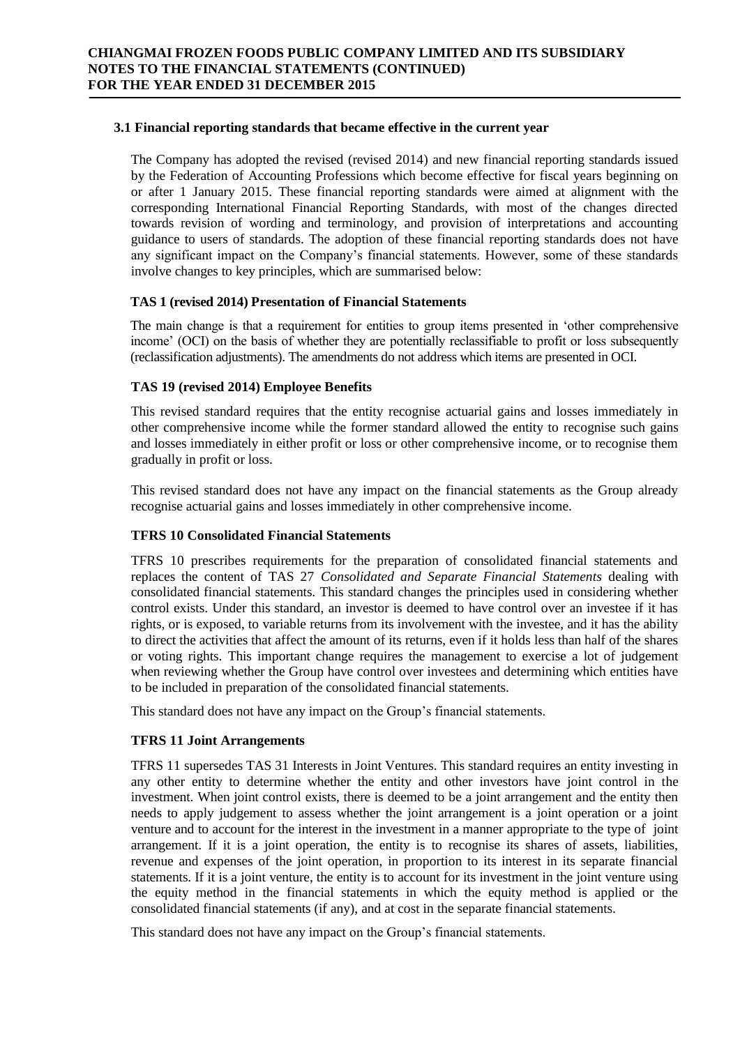### 3.1 Financial reporting standards that became effective in the current year

The Company has adopted the revised (revised 2014) and new financial reporting standards issued by the Federation of Accounting Professions which become effective for fiscal years beginning on or after 1 January 2015. These financial reporting standards were aimed at alignment with the corresponding International Financial Reporting Standards, with most of the changes directed towards revision of wording and terminology, and provision of interpretations and accounting guidance to users of standards. The adoption of these financial reporting standards does not have any significant impact on the Company's financial statements. However, some of these standards involve changes to key principles, which are summarised below:

**TAS 1 (revised 2014) Presentation of Financial Statements**

The main change is that a requirement for entities to group items presented in 'other comprehensive income' (OCI) on the basis of whether they are potentially reclassifiable to profit or loss subsequently (reclassification adjustments). The amendments do not address which items are presented in OCI.

**TAS 19 (revised 2014) Employee Benefits**

This revised standard requires that the entity recognise actuarial gains and losses immediately in other comprehensive income while the former standard allowed the entity to recognise such gains and losses immediately in either profit or loss or other comprehensive income, or to recognise them gradually in profit or loss.

This revised standard does not have any impact on the financial statements as the Group already recognise actuarial gains and losses immediately in other comprehensive income.

**TFRS 10 Consolidated Financial Statements**

TFRS 10 prescribes requirements for the preparation of consolidated financial statements and replaces the content of TAS 27 *Consolidated and Separate Financial Statements* dealing with consolidated financial statements. This standard changes the principles used in considering whether control exists. Under this standard, an investor is deemed to have control over an investee if it has rights, or is exposed, to variable returns from its involvement with the investee, and it has the ability to direct the activities that affect the amount of its returns, even if it holds less than half of the shares or voting rights. This important change requires the management to exercise a lot of judgement when reviewing whether the Group have control over investees and determining which entities have to be included in preparation of the consolidated financial statements.

This standard does not have any impact on the Group's financial statements.

**TFRS 11 Joint Arrangements**

TFRS 11 supersedes TAS 31 Interests in Joint Ventures. This standard requires an entity investing in any other entity to determine whether the entity and other investors have joint control in the investment. When joint control exists, there is deemed to be a joint arrangement and the entity then needs to apply judgement to assess whether the joint arrangement is a joint operation or a joint venture and to account for the interest in the investment in a manner appropriate to the type of joint arrangement. If it is a joint operation, the entity is to recognise its shares of assets, liabilities, revenue and expenses of the joint operation, in proportion to its interest in its separate financial statements. If it is a joint venture, the entity is to account for its investment in the joint venture using the equity method in the financial statements in which the equity method is applied or the consolidated financial statements (if any), and at cost in the separate financial statements.

This standard does not have any impact on the Group's financial statements.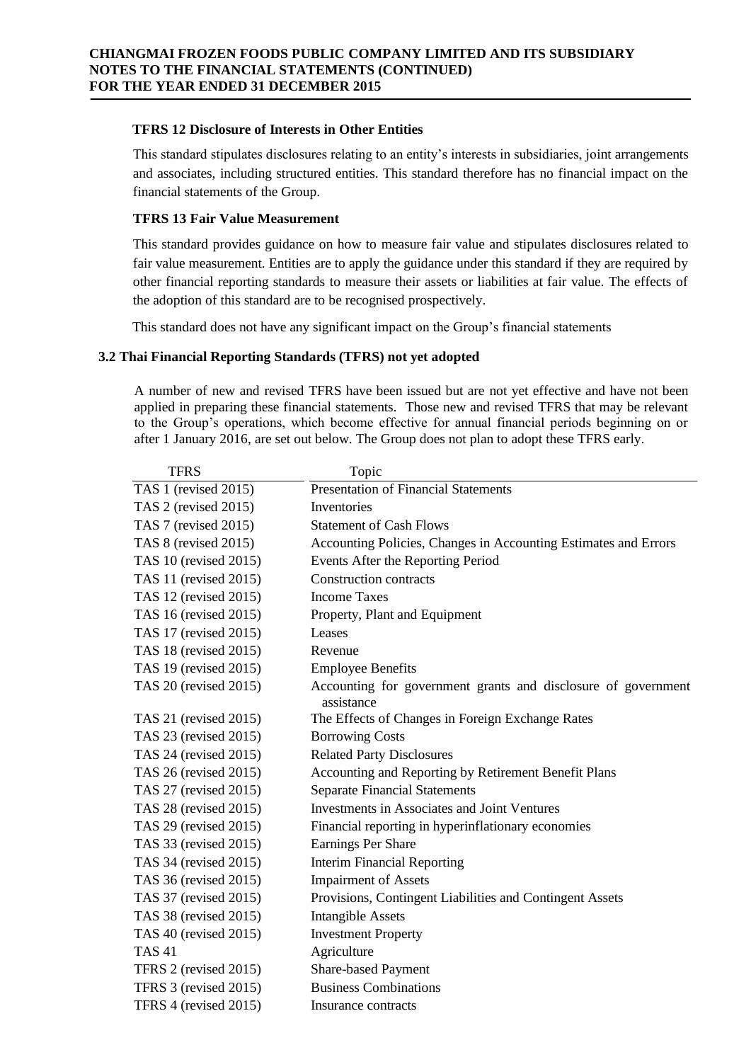**TFRS 12 Disclosure of Interests in Other Entities**

This standard stipulates disclosures relating to an entity's interests in subsidiaries, joint arrangements and associates, including structured entities. This standard therefore has no financial impact on the financial statements of the Group.

**TFRS 13 Fair Value Measurement**

This standard provides guidance on how to measure fair value and stipulates disclosures related to fair value measurement. Entities are to apply the guidance under this standard if they are required by other financial reporting standards to measure their assets or liabilities at fair value. The effects of the adoption of this standard are to be recognised prospectively.

This standard does not have any significant impact on the Group's financial statements

**3.2 Thai Financial Reporting Standards (TFRS) not yet adopted**

A number of new and revised TFRS have been issued but are not yet effective and have not been applied in preparing these financial statements. Those new and revised TFRS that may be relevant to the Group's operations, which become effective for annual financial periods beginning on or after 1 January 2016, are set out below. The Group does not plan to adopt these TFRS early.

| TFRS | Topic |
|---|---|
| TAS 1 (revised 2015) | Presentation of Financial Statements |
| TAS 2 (revised 2015) | Inventories |
| TAS 7 (revised 2015) | Statement of Cash Flows |
| TAS 8 (revised 2015) | Accounting Policies, Changes in Accounting Estimates and Errors |
| TAS 10 (revised 2015) | Events After the Reporting Period |
| TAS 11 (revised 2015) | Construction contracts |
| TAS 12 (revised 2015) | Income Taxes |
| TAS 16 (revised 2015) | Property, Plant and Equipment |
| TAS 17 (revised 2015) | Leases |
| TAS 18 (revised 2015) | Revenue |
| TAS 19 (revised 2015) | Employee Benefits |
| TAS 20 (revised 2015) | Accounting for government grants and disclosure of government assistance |
| TAS 21 (revised 2015) | The Effects of Changes in Foreign Exchange Rates |
| TAS 23 (revised 2015) | Borrowing Costs |
| TAS 24 (revised 2015) | Related Party Disclosures |
| TAS 26 (revised 2015) | Accounting and Reporting by Retirement Benefit Plans |
| TAS 27 (revised 2015) | Separate Financial Statements |
| TAS 28 (revised 2015) | Investments in Associates and Joint Ventures |
| TAS 29 (revised 2015) | Financial reporting in hyperinflationary economies |
| TAS 33 (revised 2015) | Earnings Per Share |
| TAS 34 (revised 2015) | Interim Financial Reporting |
| TAS 36 (revised 2015) | Impairment of Assets |
| TAS 37 (revised 2015) | Provisions, Contingent Liabilities and Contingent Assets |
| TAS 38 (revised 2015) | Intangible Assets |
| TAS 40 (revised 2015) | Investment Property |
| TAS 41 | Agriculture |
| TFRS 2 (revised 2015) | Share-based Payment |
| TFRS 3 (revised 2015) | Business Combinations |
| TFRS 4 (revised 2015) | Insurance contracts |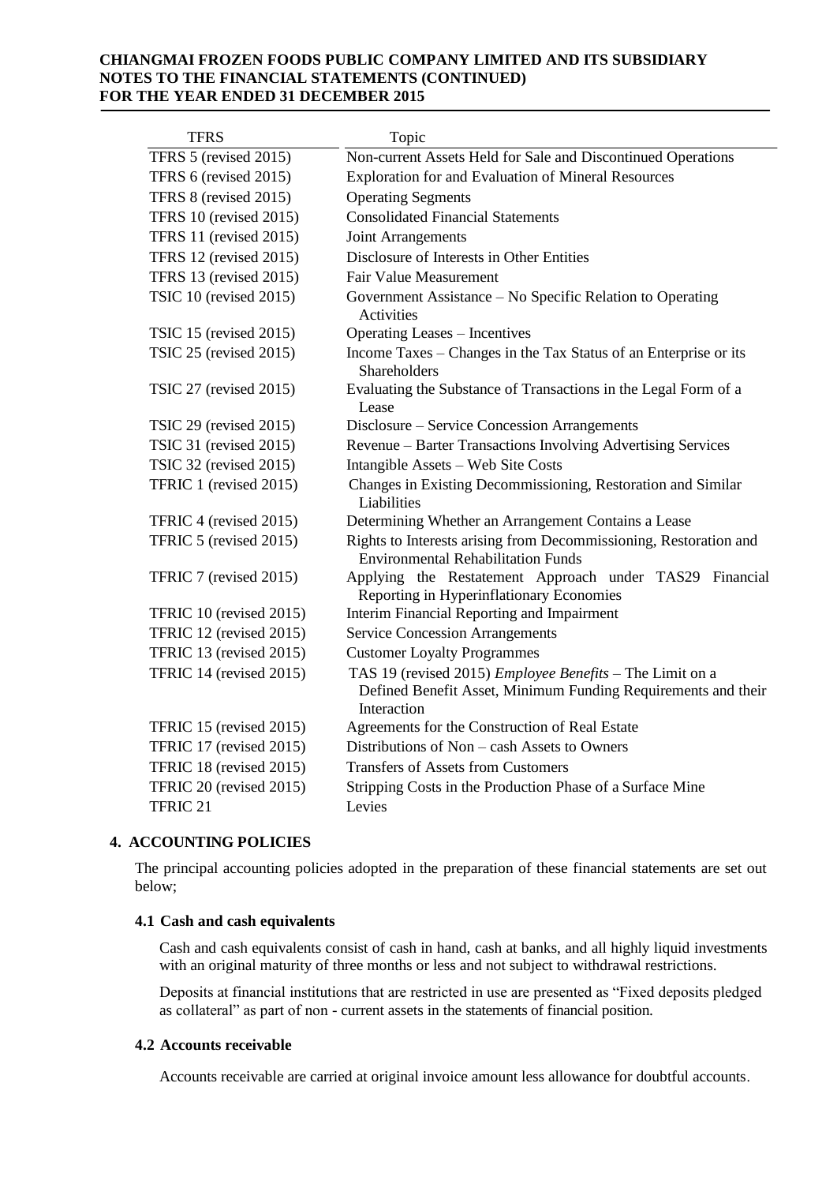| TFRS | Topic |
|---|---|
| TFRS 5 (revised 2015) | Non-current Assets Held for Sale and Discontinued Operations |
| TFRS 6 (revised 2015) | Exploration for and Evaluation of Mineral Resources |
| TFRS 8 (revised 2015) | Operating Segments |
| TFRS 10 (revised 2015) | Consolidated Financial Statements |
| TFRS 11 (revised 2015) | Joint Arrangements |
| TFRS 12 (revised 2015) | Disclosure of Interests in Other Entities |
| TFRS 13 (revised 2015) | Fair Value Measurement |
| TSIC 10 (revised 2015) | Government Assistance – No Specific Relation to Operating Activities |
| TSIC 15 (revised 2015) | Operating Leases – Incentives |
| TSIC 25 (revised 2015) | Income Taxes – Changes in the Tax Status of an Enterprise or its Shareholders |
| TSIC 27 (revised 2015) | Evaluating the Substance of Transactions in the Legal Form of a Lease |
| TSIC 29 (revised 2015) | Disclosure – Service Concession Arrangements |
| TSIC 31 (revised 2015) | Revenue – Barter Transactions Involving Advertising Services |
| TSIC 32 (revised 2015) | Intangible Assets – Web Site Costs |
| TFRIC 1 (revised 2015) | Changes in Existing Decommissioning, Restoration and Similar Liabilities |
| TFRIC 4 (revised 2015) | Determining Whether an Arrangement Contains a Lease |
| TFRIC 5 (revised 2015) | Rights to Interests arising from Decommissioning, Restoration and Environmental Rehabilitation Funds |
| TFRIC 7 (revised 2015) | Applying the Restatement Approach under TAS29 Financial Reporting in Hyperinflationary Economies |
| TFRIC 10 (revised 2015) | Interim Financial Reporting and Impairment |
| TFRIC 12 (revised 2015) | Service Concession Arrangements |
| TFRIC 13 (revised 2015) | Customer Loyalty Programmes |
| TFRIC 14 (revised 2015) | TAS 19 (revised 2015) *Employee Benefits* – The Limit on a Defined Benefit Asset, Minimum Funding Requirements and their Interaction |
| TFRIC 15 (revised 2015) | Agreements for the Construction of Real Estate |
| TFRIC 17 (revised 2015) | Distributions of Non – cash Assets to Owners |
| TFRIC 18 (revised 2015) | Transfers of Assets from Customers |
| TFRIC 20 (revised 2015) | Stripping Costs in the Production Phase of a Surface Mine |
| TFRIC 21 | Levies |

## 4. ACCOUNTING POLICIES

The principal accounting policies adopted in the preparation of these financial statements are set out below;

### 4.1 Cash and cash equivalents

Cash and cash equivalents consist of cash in hand, cash at banks, and all highly liquid investments with an original maturity of three months or less and not subject to withdrawal restrictions.

Deposits at financial institutions that are restricted in use are presented as "Fixed deposits pledged as collateral" as part of non - current assets in the statements of financial position.

### 4.2 Accounts receivable

Accounts receivable are carried at original invoice amount less allowance for doubtful accounts.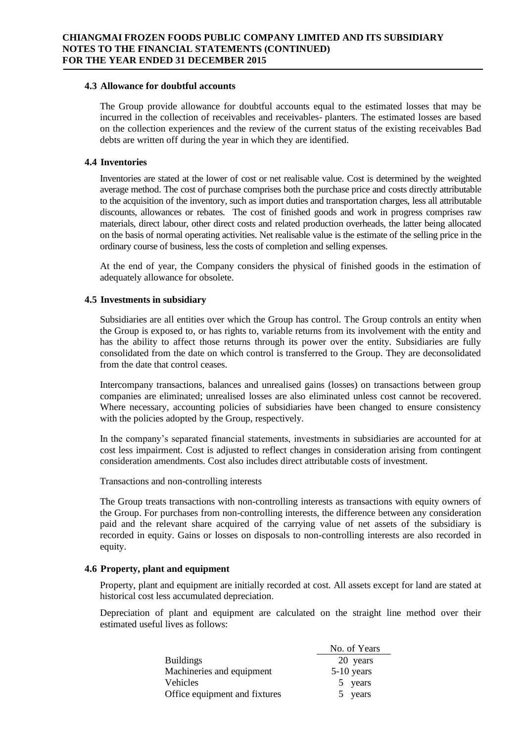### 4.3 Allowance for doubtful accounts

The Group provide allowance for doubtful accounts equal to the estimated losses that may be incurred in the collection of receivables and receivables- planters. The estimated losses are based on the collection experiences and the review of the current status of the existing receivables Bad debts are written off during the year in which they are identified.

### 4.4 Inventories

Inventories are stated at the lower of cost or net realisable value. Cost is determined by the weighted average method. The cost of purchase comprises both the purchase price and costs directly attributable to the acquisition of the inventory, such as import duties and transportation charges, less all attributable discounts, allowances or rebates. The cost of finished goods and work in progress comprises raw materials, direct labour, other direct costs and related production overheads, the latter being allocated on the basis of normal operating activities. Net realisable value is the estimate of the selling price in the ordinary course of business, less the costs of completion and selling expenses.

At the end of year, the Company considers the physical of finished goods in the estimation of adequately allowance for obsolete.

### 4.5 Investments in subsidiary

Subsidiaries are all entities over which the Group has control. The Group controls an entity when the Group is exposed to, or has rights to, variable returns from its involvement with the entity and has the ability to affect those returns through its power over the entity. Subsidiaries are fully consolidated from the date on which control is transferred to the Group. They are deconsolidated from the date that control ceases.

Intercompany transactions, balances and unrealised gains (losses) on transactions between group companies are eliminated; unrealised losses are also eliminated unless cost cannot be recovered. Where necessary, accounting policies of subsidiaries have been changed to ensure consistency with the policies adopted by the Group, respectively.

In the company's separated financial statements, investments in subsidiaries are accounted for at cost less impairment. Cost is adjusted to reflect changes in consideration arising from contingent consideration amendments. Cost also includes direct attributable costs of investment.

Transactions and non-controlling interests

The Group treats transactions with non-controlling interests as transactions with equity owners of the Group. For purchases from non-controlling interests, the difference between any consideration paid and the relevant share acquired of the carrying value of net assets of the subsidiary is recorded in equity. Gains or losses on disposals to non-controlling interests are also recorded in equity.

### 4.6 Property, plant and equipment

Property, plant and equipment are initially recorded at cost. All assets except for land are stated at historical cost less accumulated depreciation.

Depreciation of plant and equipment are calculated on the straight line method over their estimated useful lives as follows:

| | No. of Years |
|---|---|
| Buildings | 20 years |
| Machineries and equipment | 5-10 years |
| Vehicles | 5 years |
| Office equipment and fixtures | 5 years |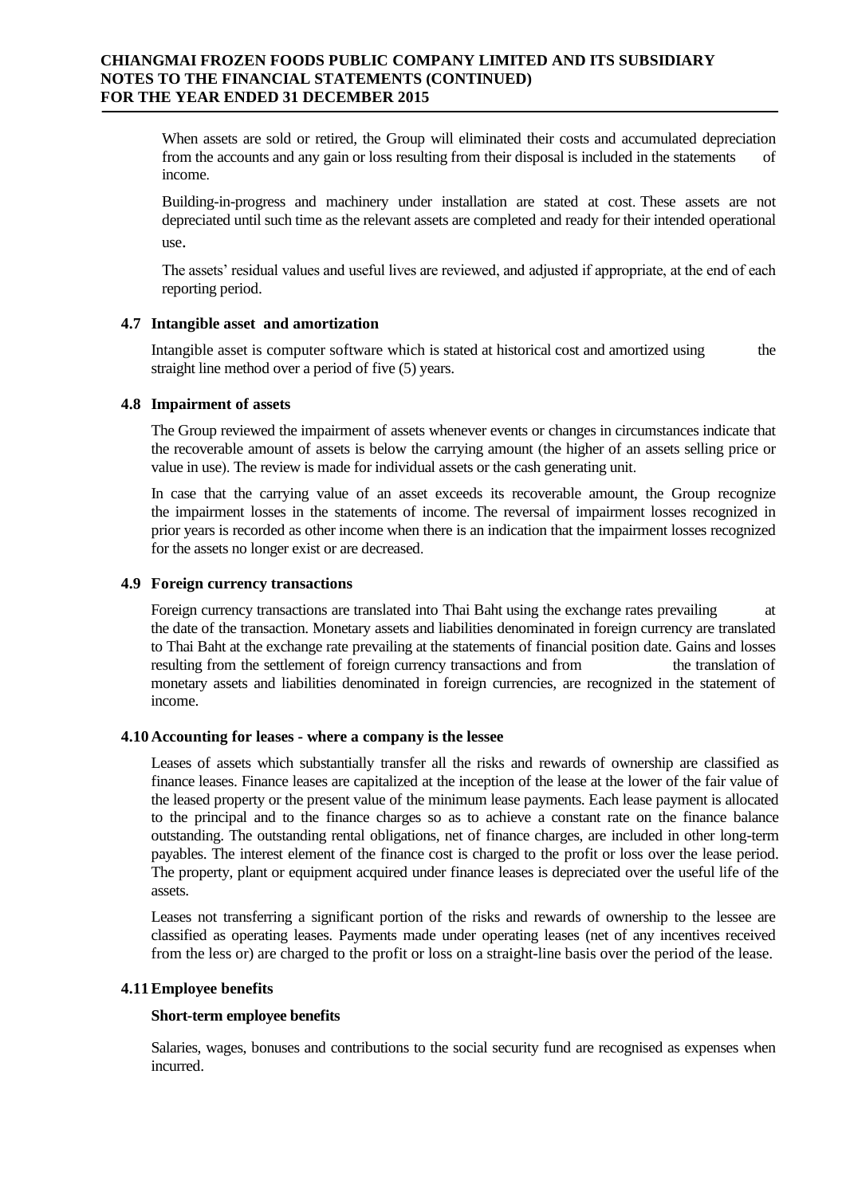When assets are sold or retired, the Group will eliminated their costs and accumulated depreciation from the accounts and any gain or loss resulting from their disposal is included in the statements of income.

Building-in-progress and machinery under installation are stated at cost. These assets are not depreciated until such time as the relevant assets are completed and ready for their intended operational use.

The assets' residual values and useful lives are reviewed, and adjusted if appropriate, at the end of each reporting period.

### 4.7 Intangible asset and amortization

Intangible asset is computer software which is stated at historical cost and amortized using the straight line method over a period of five (5) years.

### 4.8 Impairment of assets

The Group reviewed the impairment of assets whenever events or changes in circumstances indicate that the recoverable amount of assets is below the carrying amount (the higher of an assets selling price or value in use). The review is made for individual assets or the cash generating unit.

In case that the carrying value of an asset exceeds its recoverable amount, the Group recognize the impairment losses in the statements of income. The reversal of impairment losses recognized in prior years is recorded as other income when there is an indication that the impairment losses recognized for the assets no longer exist or are decreased.

### 4.9 Foreign currency transactions

Foreign currency transactions are translated into Thai Baht using the exchange rates prevailing at the date of the transaction. Monetary assets and liabilities denominated in foreign currency are translated to Thai Baht at the exchange rate prevailing at the statements of financial position date. Gains and losses resulting from the settlement of foreign currency transactions and from the translation of monetary assets and liabilities denominated in foreign currencies, are recognized in the statement of income.

### 4.10 Accounting for leases - where a company is the lessee

Leases of assets which substantially transfer all the risks and rewards of ownership are classified as finance leases. Finance leases are capitalized at the inception of the lease at the lower of the fair value of the leased property or the present value of the minimum lease payments. Each lease payment is allocated to the principal and to the finance charges so as to achieve a constant rate on the finance balance outstanding. The outstanding rental obligations, net of finance charges, are included in other long-term payables. The interest element of the finance cost is charged to the profit or loss over the lease period. The property, plant or equipment acquired under finance leases is depreciated over the useful life of the assets.

Leases not transferring a significant portion of the risks and rewards of ownership to the lessee are classified as operating leases. Payments made under operating leases (net of any incentives received from the less or) are charged to the profit or loss on a straight-line basis over the period of the lease.

### 4.11 Employee benefits

**Short-term employee benefits**

Salaries, wages, bonuses and contributions to the social security fund are recognised as expenses when incurred.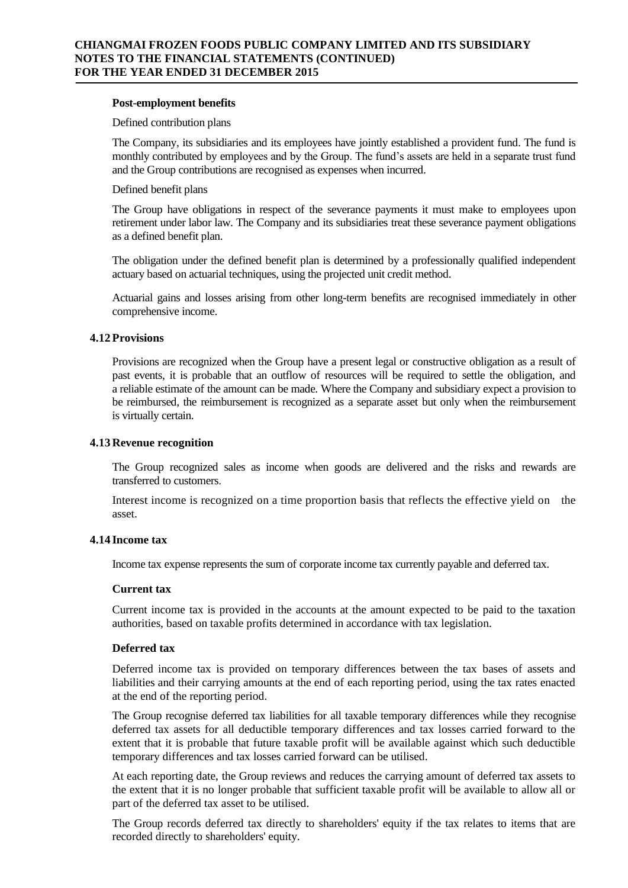**Post-employment benefits**

Defined contribution plans

The Company, its subsidiaries and its employees have jointly established a provident fund. The fund is monthly contributed by employees and by the Group. The fund's assets are held in a separate trust fund and the Group contributions are recognised as expenses when incurred.

Defined benefit plans

The Group have obligations in respect of the severance payments it must make to employees upon retirement under labor law. The Company and its subsidiaries treat these severance payment obligations as a defined benefit plan.

The obligation under the defined benefit plan is determined by a professionally qualified independent actuary based on actuarial techniques, using the projected unit credit method.

Actuarial gains and losses arising from other long-term benefits are recognised immediately in other comprehensive income.

### 4.12 Provisions

Provisions are recognized when the Group have a present legal or constructive obligation as a result of past events, it is probable that an outflow of resources will be required to settle the obligation, and a reliable estimate of the amount can be made. Where the Company and subsidiary expect a provision to be reimbursed, the reimbursement is recognized as a separate asset but only when the reimbursement is virtually certain.

### 4.13 Revenue recognition

The Group recognized sales as income when goods are delivered and the risks and rewards are transferred to customers.

Interest income is recognized on a time proportion basis that reflects the effective yield on the asset.

### 4.14 Income tax

Income tax expense represents the sum of corporate income tax currently payable and deferred tax.

**Current tax**

Current income tax is provided in the accounts at the amount expected to be paid to the taxation authorities, based on taxable profits determined in accordance with tax legislation.

**Deferred tax**

Deferred income tax is provided on temporary differences between the tax bases of assets and liabilities and their carrying amounts at the end of each reporting period, using the tax rates enacted at the end of the reporting period.

The Group recognise deferred tax liabilities for all taxable temporary differences while they recognise deferred tax assets for all deductible temporary differences and tax losses carried forward to the extent that it is probable that future taxable profit will be available against which such deductible temporary differences and tax losses carried forward can be utilised.

At each reporting date, the Group reviews and reduces the carrying amount of deferred tax assets to the extent that it is no longer probable that sufficient taxable profit will be available to allow all or part of the deferred tax asset to be utilised.

The Group records deferred tax directly to shareholders' equity if the tax relates to items that are recorded directly to shareholders' equity.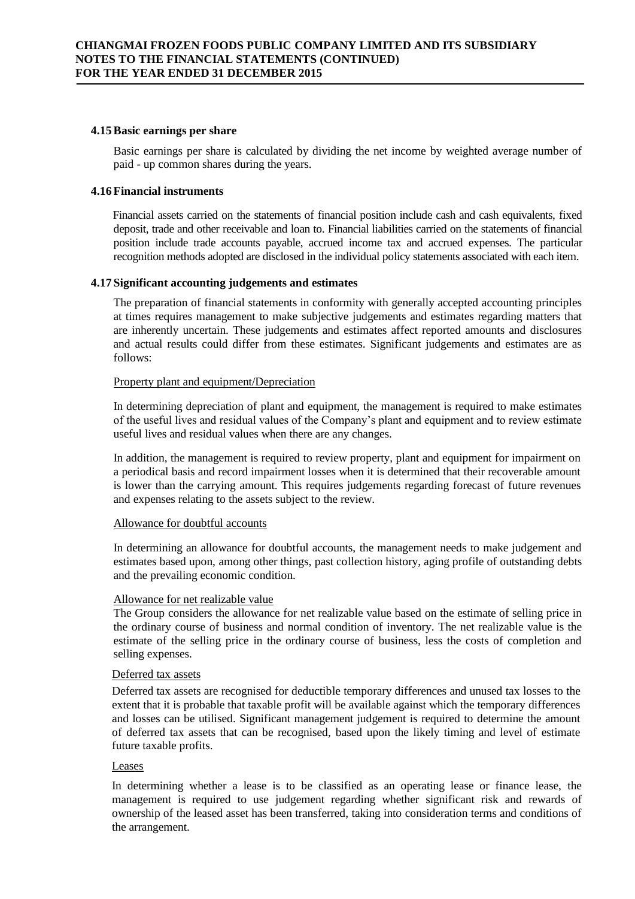### 4.15 Basic earnings per share

Basic earnings per share is calculated by dividing the net income by weighted average number of paid - up common shares during the years.

### 4.16 Financial instruments

Financial assets carried on the statements of financial position include cash and cash equivalents, fixed deposit, trade and other receivable and loan to. Financial liabilities carried on the statements of financial position include trade accounts payable, accrued income tax and accrued expenses. The particular recognition methods adopted are disclosed in the individual policy statements associated with each item.

### 4.17 Significant accounting judgements and estimates

The preparation of financial statements in conformity with generally accepted accounting principles at times requires management to make subjective judgements and estimates regarding matters that are inherently uncertain. These judgements and estimates affect reported amounts and disclosures and actual results could differ from these estimates. Significant judgements and estimates are as follows:

Property plant and equipment/Depreciation

In determining depreciation of plant and equipment, the management is required to make estimates of the useful lives and residual values of the Company's plant and equipment and to review estimate useful lives and residual values when there are any changes.

In addition, the management is required to review property, plant and equipment for impairment on a periodical basis and record impairment losses when it is determined that their recoverable amount is lower than the carrying amount. This requires judgements regarding forecast of future revenues and expenses relating to the assets subject to the review.

Allowance for doubtful accounts

In determining an allowance for doubtful accounts, the management needs to make judgement and estimates based upon, among other things, past collection history, aging profile of outstanding debts and the prevailing economic condition.

Allowance for net realizable value

The Group considers the allowance for net realizable value based on the estimate of selling price in the ordinary course of business and normal condition of inventory. The net realizable value is the estimate of the selling price in the ordinary course of business, less the costs of completion and selling expenses.

Deferred tax assets

Deferred tax assets are recognised for deductible temporary differences and unused tax losses to the extent that it is probable that taxable profit will be available against which the temporary differences and losses can be utilised. Significant management judgement is required to determine the amount of deferred tax assets that can be recognised, based upon the likely timing and level of estimate future taxable profits.

Leases

In determining whether a lease is to be classified as an operating lease or finance lease, the management is required to use judgement regarding whether significant risk and rewards of ownership of the leased asset has been transferred, taking into consideration terms and conditions of the arrangement.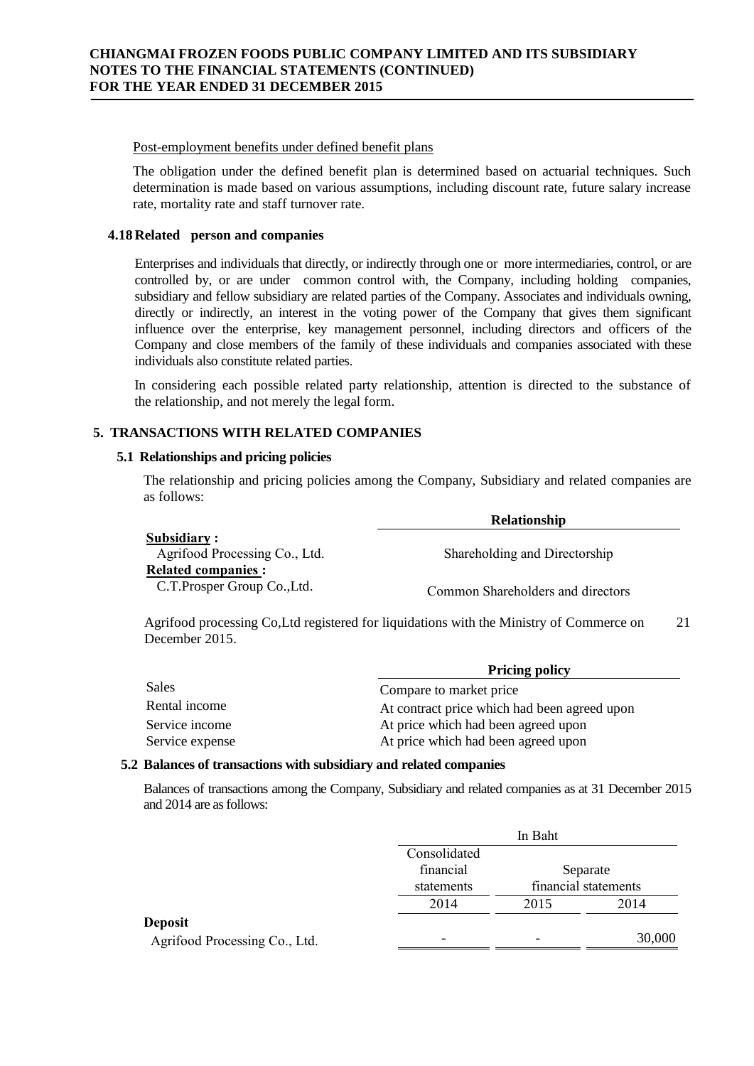Post-employment benefits under defined benefit plans

The obligation under the defined benefit plan is determined based on actuarial techniques. Such determination is made based on various assumptions, including discount rate, future salary increase rate, mortality rate and staff turnover rate.

### 4.18 Related person and companies

Enterprises and individuals that directly, or indirectly through one or more intermediaries, control, or are controlled by, or are under common control with, the Company, including holding companies, subsidiary and fellow subsidiary are related parties of the Company. Associates and individuals owning, directly or indirectly, an interest in the voting power of the Company that gives them significant influence over the enterprise, key management personnel, including directors and officers of the Company and close members of the family of these individuals and companies associated with these individuals also constitute related parties.

In considering each possible related party relationship, attention is directed to the substance of the relationship, and not merely the legal form.

## 5. TRANSACTIONS WITH RELATED COMPANIES

### 5.1 Relationships and pricing policies

The relationship and pricing policies among the Company, Subsidiary and related companies are as follows:

| | Relationship |
|---|---|
| **Subsidiary :** | |
| Agrifood Processing Co., Ltd. | Shareholding and Directorship |
| **Related companies :** | |
| C.T.Prosper Group Co.,Ltd. | Common Shareholders and directors |

Agrifood processing Co,Ltd registered for liquidations with the Ministry of Commerce on 21 December 2015.

| | Pricing policy |
|---|---|
| Sales | Compare to market price |
| Rental income | At contract price which had been agreed upon |
| Service income | At price which had been agreed upon |
| Service expense | At price which had been agreed upon |

### 5.2 Balances of transactions with subsidiary and related companies

Balances of transactions among the Company, Subsidiary and related companies as at 31 December 2015 and 2014 are as follows:

| | In Baht | | |
|---|---|---|---|
| | Consolidated financial statements | Separate financial statements | |
| | 2014 | 2015 | 2014 |
| **Deposit** | | | |
| Agrifood Processing Co., Ltd. | - | - | 30,000 |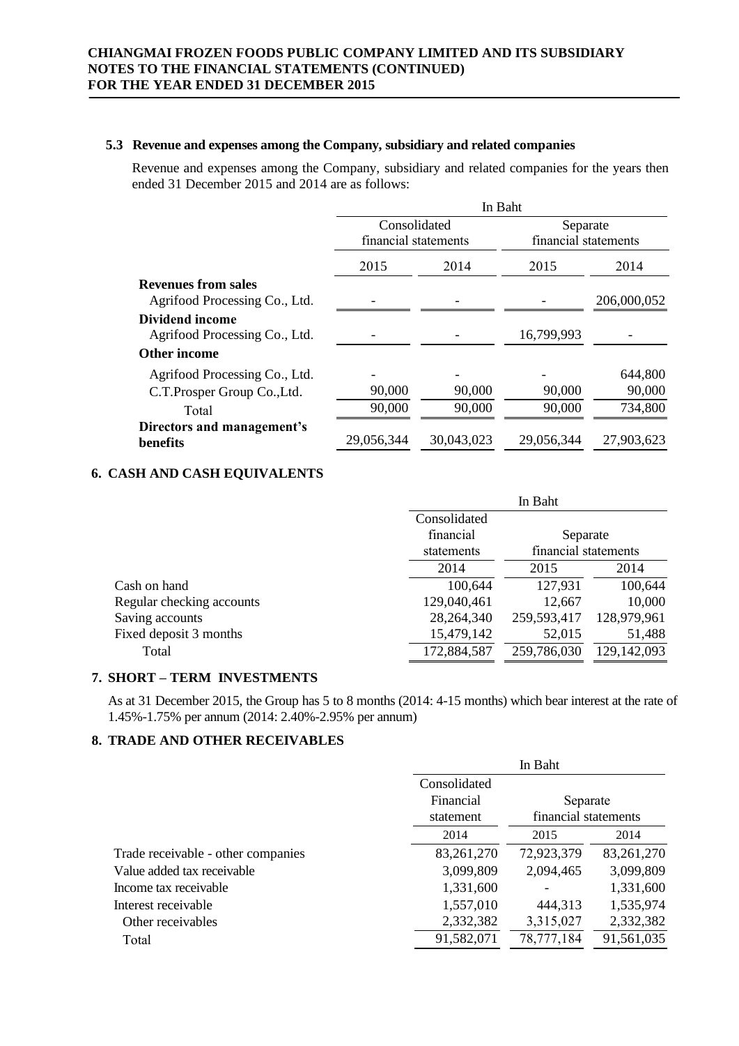### 5.3 Revenue and expenses among the Company, subsidiary and related companies

Revenue and expenses among the Company, subsidiary and related companies for the years then ended 31 December 2015 and 2014 are as follows:

| | In Baht | | | |
|---|---|---|---|---|
| | Consolidated financial statements | | Separate financial statements | |
| | 2015 | 2014 | 2015 | 2014 |
| **Revenues from sales** | | | | |
| Agrifood Processing Co., Ltd. | - | - | - | 206,000,052 |
| **Dividend income** | | | | |
| Agrifood Processing Co., Ltd. | - | - | 16,799,993 | - |
| **Other income** | | | | |
| Agrifood Processing Co., Ltd. | - | - | - | 644,800 |
| C.T.Prosper Group Co.,Ltd. | 90,000 | 90,000 | 90,000 | 90,000 |
| Total | 90,000 | 90,000 | 90,000 | 734,800 |
| **Directors and management's benefits** | 29,056,344 | 30,043,023 | 29,056,344 | 27,903,623 |

## 6. CASH AND CASH EQUIVALENTS

| | In Baht | | |
|---|---|---|---|
| | Consolidated financial statements | Separate financial statements | |
| | 2014 | 2015 | 2014 |
| Cash on hand | 100,644 | 127,931 | 100,644 |
| Regular checking accounts | 129,040,461 | 12,667 | 10,000 |
| Saving accounts | 28,264,340 | 259,593,417 | 128,979,961 |
| Fixed deposit 3 months | 15,479,142 | 52,015 | 51,488 |
| Total | 172,884,587 | 259,786,030 | 129,142,093 |

## 7. SHORT – TERM INVESTMENTS

As at 31 December 2015, the Group has 5 to 8 months (2014: 4-15 months) which bear interest at the rate of 1.45%-1.75% per annum (2014: 2.40%-2.95% per annum)

## 8. TRADE AND OTHER RECEIVABLES

| | In Baht | | |
|---|---|---|---|
| | Consolidated Financial statement | Separate financial statements | |
| | 2014 | 2015 | 2014 |
| Trade receivable - other companies | 83,261,270 | 72,923,379 | 83,261,270 |
| Value added tax receivable | 3,099,809 | 2,094,465 | 3,099,809 |
| Income tax receivable | 1,331,600 | - | 1,331,600 |
| Interest receivable | 1,557,010 | 444,313 | 1,535,974 |
| Other receivables | 2,332,382 | 3,315,027 | 2,332,382 |
| Total | 91,582,071 | 78,777,184 | 91,561,035 |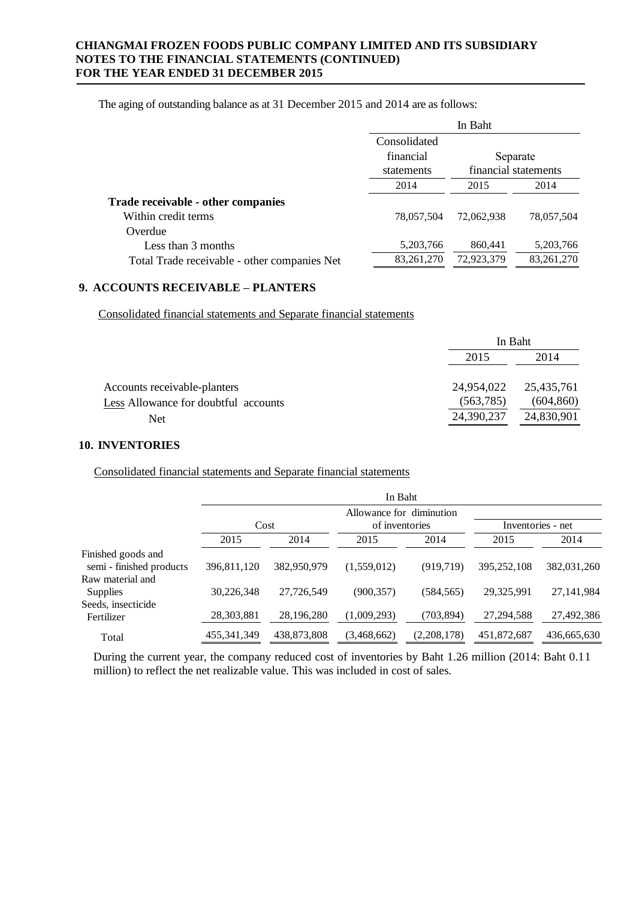The aging of outstanding balance as at 31 December 2015 and 2014 are as follows:

| | In Baht | | |
|---|---|---|---|
| | Consolidated financial statements | Separate financial statements | |
| | 2014 | 2015 | 2014 |
| **Trade receivable - other companies** | | | |
| Within credit terms | 78,057,504 | 72,062,938 | 78,057,504 |
| Overdue | | | |
| Less than 3 months | 5,203,766 | 860,441 | 5,203,766 |
| Total Trade receivable - other companies Net | 83,261,270 | 72,923,379 | 83,261,270 |

## 9. ACCOUNTS RECEIVABLE – PLANTERS

Consolidated financial statements and Separate financial statements

| | In Baht | |
|---|---|---|
| | 2015 | 2014 |
| Accounts receivable-planters | 24,954,022 | 25,435,761 |
| Less Allowance for doubtful accounts | (563,785) | (604,860) |
| Net | 24,390,237 | 24,830,901 |

## 10. INVENTORIES

Consolidated financial statements and Separate financial statements

| | In Baht | | | | | |
|---|---|---|---|---|---|---|
| | Cost | | Allowance for diminution of inventories | | Inventories - net | |
| | 2015 | 2014 | 2015 | 2014 | 2015 | 2014 |
| Finished goods and semi - finished products | 396,811,120 | 382,950,979 | (1,559,012) | (919,719) | 395,252,108 | 382,031,260 |
| Raw material and Supplies | 30,226,348 | 27,726,549 | (900,357) | (584,565) | 29,325,991 | 27,141,984 |
| Seeds, insecticide Fertilizer | 28,303,881 | 28,196,280 | (1,009,293) | (703,894) | 27,294,588 | 27,492,386 |
| Total | 455,341,349 | 438,873,808 | (3,468,662) | (2,208,178) | 451,872,687 | 436,665,630 |

During the current year, the company reduced cost of inventories by Baht 1.26 million (2014: Baht 0.11 million) to reflect the net realizable value. This was included in cost of sales.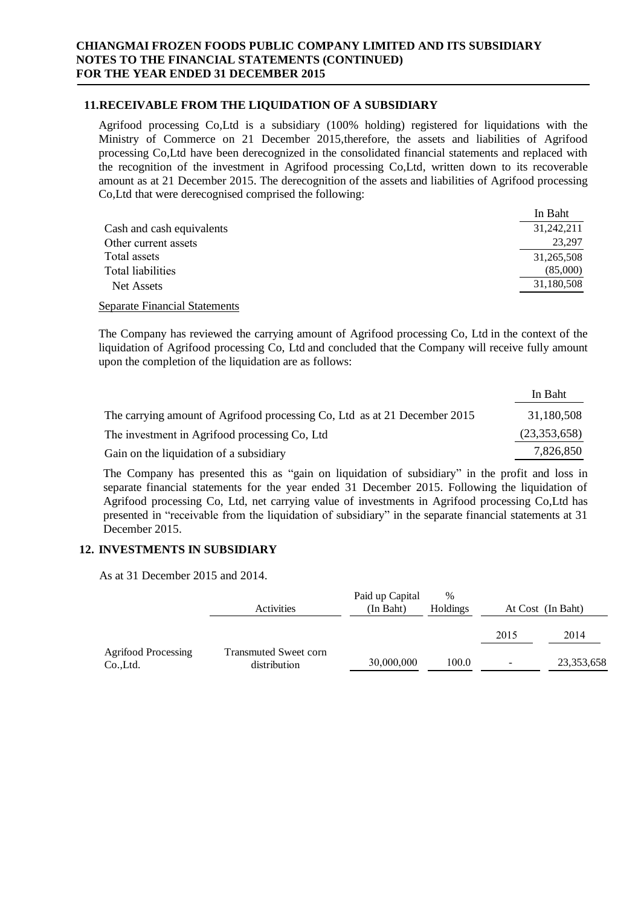## 11. RECEIVABLE FROM THE LIQUIDATION OF A SUBSIDIARY

Agrifood processing Co,Ltd is a subsidiary (100% holding) registered for liquidations with the Ministry of Commerce on 21 December 2015,therefore, the assets and liabilities of Agrifood processing Co,Ltd have been derecognized in the consolidated financial statements and replaced with the recognition of the investment in Agrifood processing Co,Ltd, written down to its recoverable amount as at 21 December 2015. The derecognition of the assets and liabilities of Agrifood processing Co,Ltd that were derecognised comprised the following:

| | In Baht |
|---|---|
| Cash and cash equivalents | 31,242,211 |
| Other current assets | 23,297 |
| Total assets | 31,265,508 |
| Total liabilities | (85,000) |
| Net Assets | 31,180,508 |

Separate Financial Statements

The Company has reviewed the carrying amount of Agrifood processing Co, Ltd in the context of the liquidation of Agrifood processing Co, Ltd and concluded that the Company will receive fully amount upon the completion of the liquidation are as follows:

| | In Baht |
|---|---|
| The carrying amount of Agrifood processing Co, Ltd as at 21 December 2015 | 31,180,508 |
| The investment in Agrifood processing Co, Ltd | (23,353,658) |
| Gain on the liquidation of a subsidiary | 7,826,850 |

The Company has presented this as "gain on liquidation of subsidiary" in the profit and loss in separate financial statements for the year ended 31 December 2015. Following the liquidation of Agrifood processing Co, Ltd, net carrying value of investments in Agrifood processing Co,Ltd has presented in "receivable from the liquidation of subsidiary" in the separate financial statements at 31 December 2015.

## 12. INVESTMENTS IN SUBSIDIARY

As at 31 December 2015 and 2014.

| | Activities | Paid up Capital (In Baht) | % Holdings | At Cost (In Baht) | |
|---|---|---|---|---|---|
| | | | | 2015 | 2014 |
| Agrifood Processing Co.,Ltd. | Transmuted Sweet corn distribution | 30,000,000 | 100.0 | - | 23,353,658 |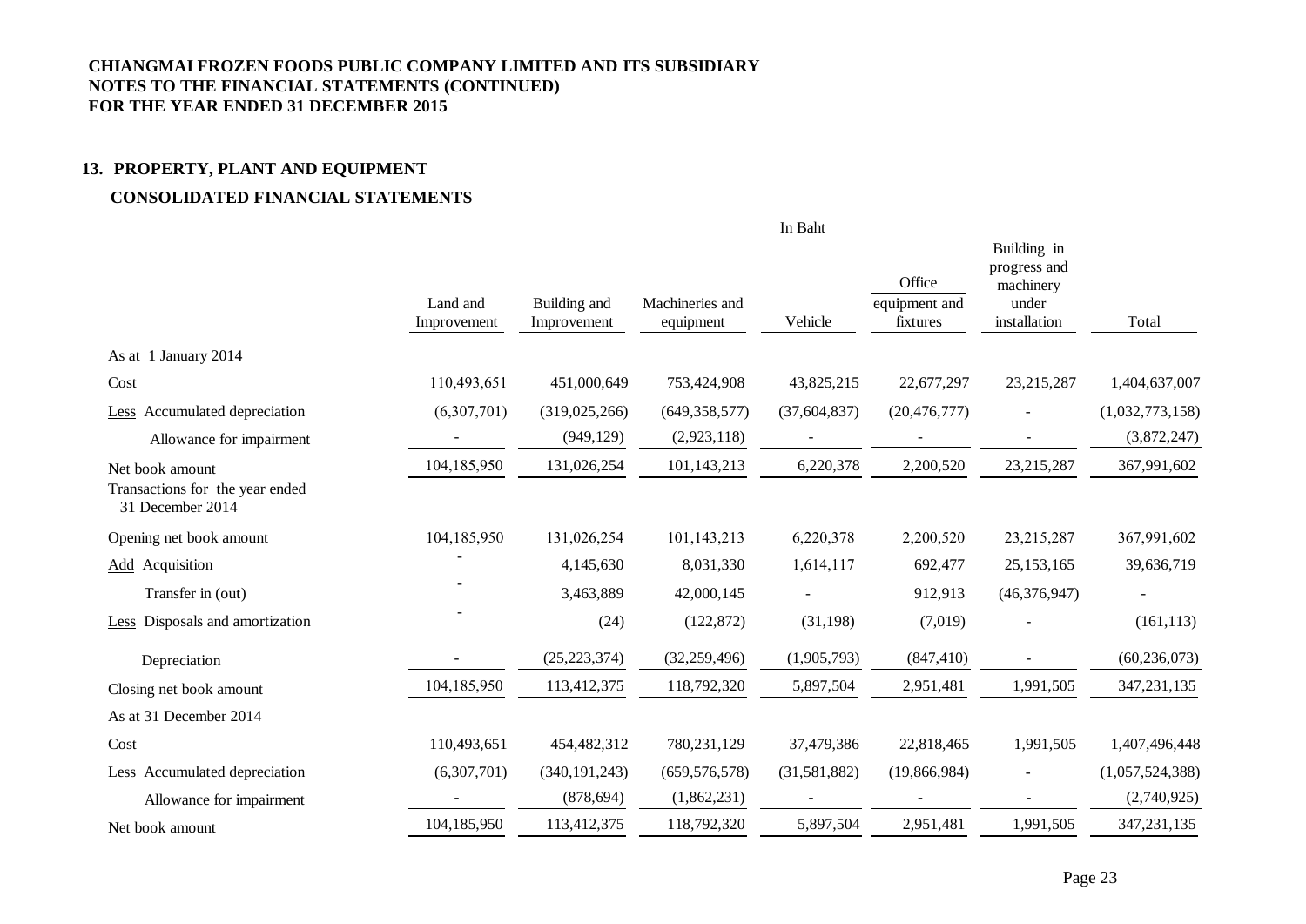## 13. PROPERTY, PLANT AND EQUIPMENT

### CONSOLIDATED FINANCIAL STATEMENTS

| | In Baht | | | | | | |
|---|---|---|---|---|---|---|---|
| | Land and Improvement | Building and Improvement | Machineries and equipment | Vehicle | Office equipment and fixtures | Building in progress and machinery under installation | Total |
| As at 1 January 2014 | | | | | | | |
| Cost | 110,493,651 | 451,000,649 | 753,424,908 | 43,825,215 | 22,677,297 | 23,215,287 | 1,404,637,007 |
| Less Accumulated depreciation | (6,307,701) | (319,025,266) | (649,358,577) | (37,604,837) | (20,476,777) | - | (1,032,773,158) |
| Allowance for impairment | - | (949,129) | (2,923,118) | - | - | - | (3,872,247) |
| Net book amount | 104,185,950 | 131,026,254 | 101,143,213 | 6,220,378 | 2,200,520 | 23,215,287 | 367,991,602 |
| Transactions for the year ended 31 December 2014 | | | | | | | |
| Opening net book amount | 104,185,950 | 131,026,254 | 101,143,213 | 6,220,378 | 2,200,520 | 23,215,287 | 367,991,602 |
| Add Acquisition | - | 4,145,630 | 8,031,330 | 1,614,117 | 692,477 | 25,153,165 | 39,636,719 |
| Transfer in (out) | - | 3,463,889 | 42,000,145 | - | 912,913 | (46,376,947) | - |
| Less Disposals and amortization | - | (24) | (122,872) | (31,198) | (7,019) | - | (161,113) |
| Depreciation | - | (25,223,374) | (32,259,496) | (1,905,793) | (847,410) | - | (60,236,073) |
| Closing net book amount | 104,185,950 | 113,412,375 | 118,792,320 | 5,897,504 | 2,951,481 | 1,991,505 | 347,231,135 |
| As at 31 December 2014 | | | | | | | |
| Cost | 110,493,651 | 454,482,312 | 780,231,129 | 37,479,386 | 22,818,465 | 1,991,505 | 1,407,496,448 |
| Less Accumulated depreciation | (6,307,701) | (340,191,243) | (659,576,578) | (31,581,882) | (19,866,984) | - | (1,057,524,388) |
| Allowance for impairment | - | (878,694) | (1,862,231) | - | - | - | (2,740,925) |
| Net book amount | 104,185,950 | 113,412,375 | 118,792,320 | 5,897,504 | 2,951,481 | 1,991,505 | 347,231,135 |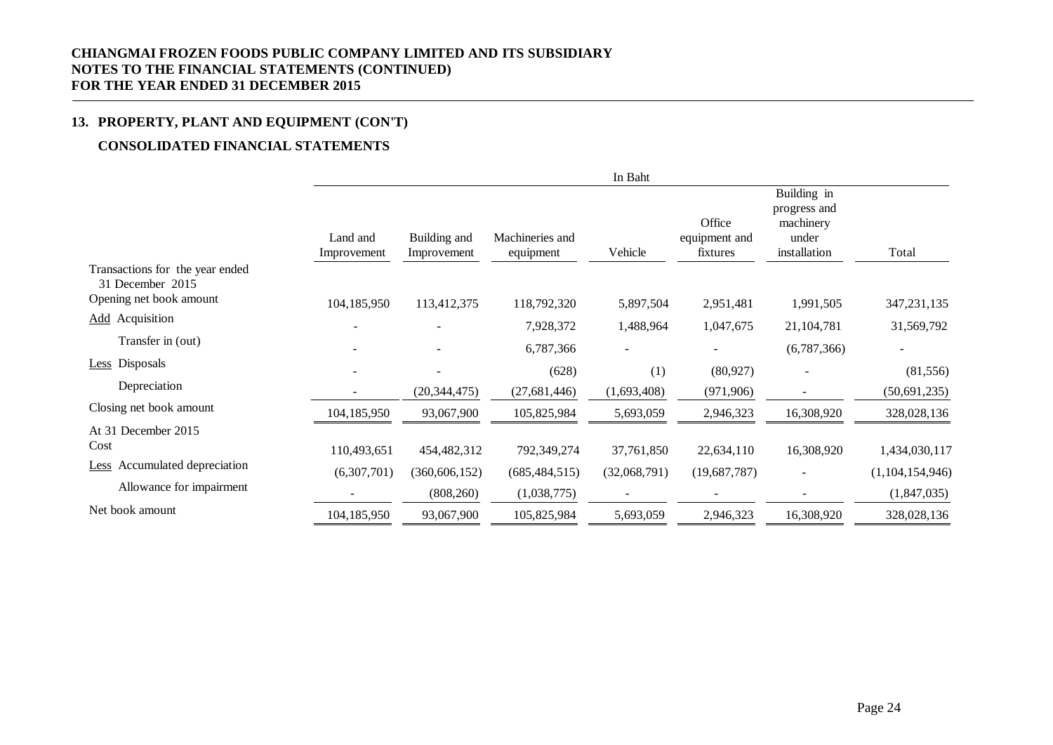**CHIANGMAI FROZEN FOODS PUBLIC COMPANY LIMITED AND ITS SUBSIDIARY**
**NOTES TO THE FINANCIAL STATEMENTS (CONTINUED)**
**FOR THE YEAR ENDED 31 DECEMBER 2015**

## 13. PROPERTY, PLANT AND EQUIPMENT (CON'T)

### CONSOLIDATED FINANCIAL STATEMENTS

| | In Baht | | | | | | |
|---|---|---|---|---|---|---|---|
| | Land and Improvement | Building and Improvement | Machineries and equipment | Vehicle | Office equipment and fixtures | Building in progress and machinery under installation | Total |
| Transactions for the year ended 31 December 2015 | | | | | | | |
| Opening net book amount | 104,185,950 | 113,412,375 | 118,792,320 | 5,897,504 | 2,951,481 | 1,991,505 | 347,231,135 |
| Add Acquisition | - | - | 7,928,372 | 1,488,964 | 1,047,675 | 21,104,781 | 31,569,792 |
| Transfer in (out) | - | - | 6,787,366 | - | - | (6,787,366) | - |
| Less Disposals | - | - | (628) | (1) | (80,927) | - | (81,556) |
| Depreciation | - | (20,344,475) | (27,681,446) | (1,693,408) | (971,906) | - | (50,691,235) |
| Closing net book amount | 104,185,950 | 93,067,900 | 105,825,984 | 5,693,059 | 2,946,323 | 16,308,920 | 328,028,136 |
| At 31 December 2015 | | | | | | | |
| Cost | 110,493,651 | 454,482,312 | 792,349,274 | 37,761,850 | 22,634,110 | 16,308,920 | 1,434,030,117 |
| Less Accumulated depreciation | (6,307,701) | (360,606,152) | (685,484,515) | (32,068,791) | (19,687,787) | - | (1,104,154,946) |
| Allowance for impairment | - | (808,260) | (1,038,775) | - | - | - | (1,847,035) |
| Net book amount | 104,185,950 | 93,067,900 | 105,825,984 | 5,693,059 | 2,946,323 | 16,308,920 | 328,028,136 |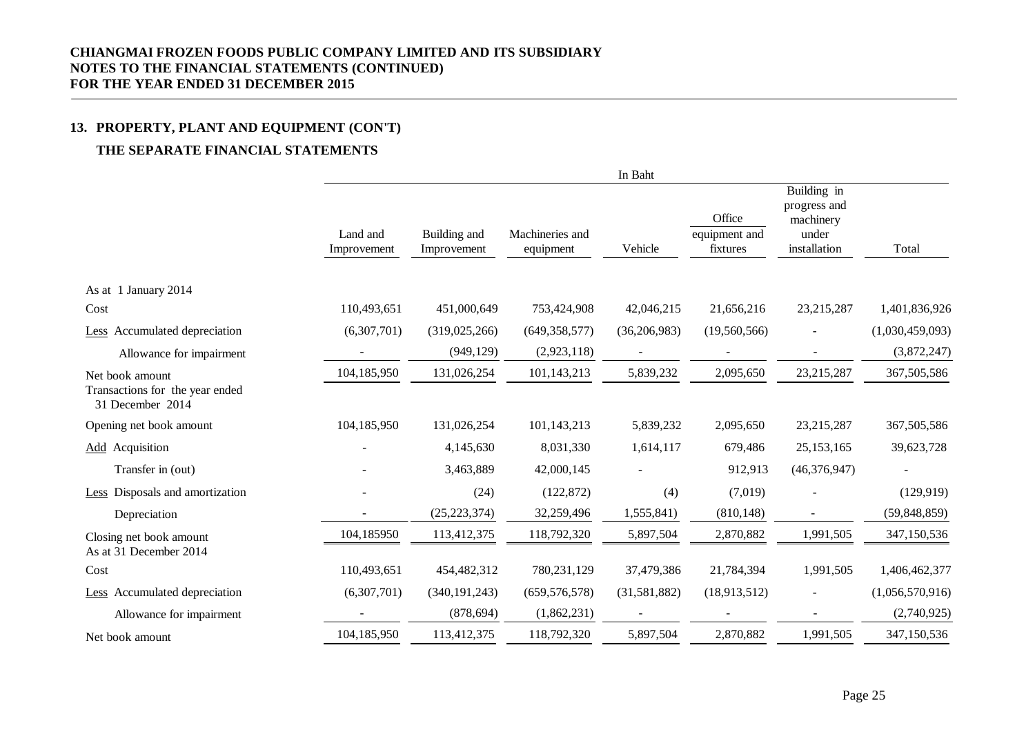**CHIANGMAI FROZEN FOODS PUBLIC COMPANY LIMITED AND ITS SUBSIDIARY**
**NOTES TO THE FINANCIAL STATEMENTS (CONTINUED)**
**FOR THE YEAR ENDED 31 DECEMBER 2015**

## 13. PROPERTY, PLANT AND EQUIPMENT (CON'T)

### THE SEPARATE FINANCIAL STATEMENTS

| | In Baht | | | | | | |
|---|---|---|---|---|---|---|---|
| | Land and Improvement | Building and Improvement | Machineries and equipment | Vehicle | Office equipment and fixtures | Building in progress and machinery under installation | Total |
| As at 1 January 2014 | | | | | | | |
| Cost | 110,493,651 | 451,000,649 | 753,424,908 | 42,046,215 | 21,656,216 | 23,215,287 | 1,401,836,926 |
| Less Accumulated depreciation | (6,307,701) | (319,025,266) | (649,358,577) | (36,206,983) | (19,560,566) | - | (1,030,459,093) |
| Allowance for impairment | - | (949,129) | (2,923,118) | - | - | - | (3,872,247) |
| Net book amount | 104,185,950 | 131,026,254 | 101,143,213 | 5,839,232 | 2,095,650 | 23,215,287 | 367,505,586 |
| Transactions for the year ended 31 December 2014 | | | | | | | |
| Opening net book amount | 104,185,950 | 131,026,254 | 101,143,213 | 5,839,232 | 2,095,650 | 23,215,287 | 367,505,586 |
| Add Acquisition | - | 4,145,630 | 8,031,330 | 1,614,117 | 679,486 | 25,153,165 | 39,623,728 |
| Transfer in (out) | - | 3,463,889 | 42,000,145 | - | 912,913 | (46,376,947) | - |
| Less Disposals and amortization | - | (24) | (122,872) | (4) | (7,019) | - | (129,919) |
| Depreciation | - | (25,223,374) | 32,259,496 | 1,555,841) | (810,148) | - | (59,848,859) |
| Closing net book amount | 104,185950 | 113,412,375 | 118,792,320 | 5,897,504 | 2,870,882 | 1,991,505 | 347,150,536 |
| As at 31 December 2014 | | | | | | | |
| Cost | 110,493,651 | 454,482,312 | 780,231,129 | 37,479,386 | 21,784,394 | 1,991,505 | 1,406,462,377 |
| Less Accumulated depreciation | (6,307,701) | (340,191,243) | (659,576,578) | (31,581,882) | (18,913,512) | - | (1,056,570,916) |
| Allowance for impairment | - | (878,694) | (1,862,231) | - | - | - | (2,740,925) |
| Net book amount | 104,185,950 | 113,412,375 | 118,792,320 | 5,897,504 | 2,870,882 | 1,991,505 | 347,150,536 |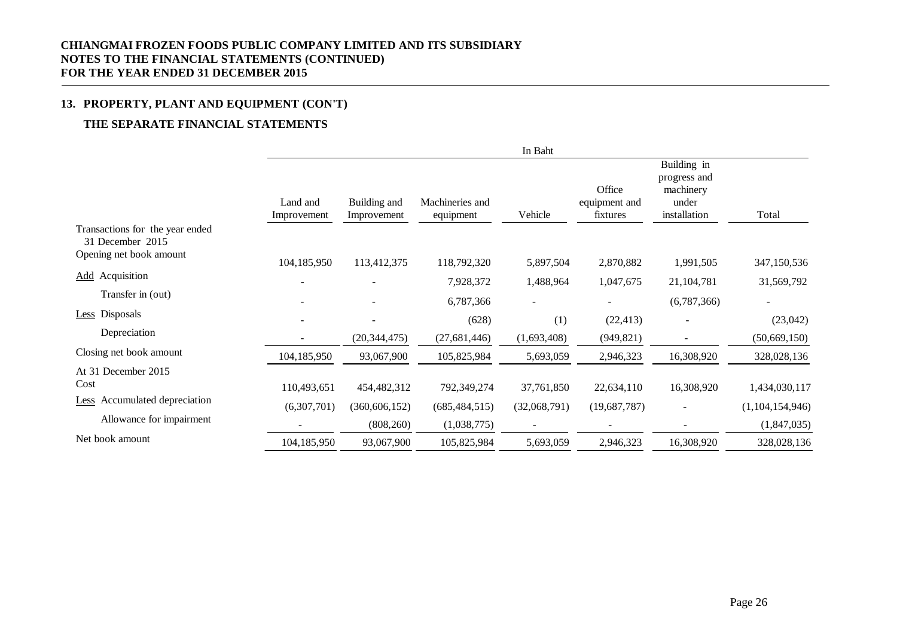## 13. PROPERTY, PLANT AND EQUIPMENT (CON'T)

### THE SEPARATE FINANCIAL STATEMENTS

| | In Baht | | | | | | |
|---|---|---|---|---|---|---|---|
| | Land and Improvement | Building and Improvement | Machineries and equipment | Vehicle | Office equipment and fixtures | Building in progress and machinery under installation | Total |
| Transactions for the year ended 31 December 2015 | | | | | | | |
| Opening net book amount | 104,185,950 | 113,412,375 | 118,792,320 | 5,897,504 | 2,870,882 | 1,991,505 | 347,150,536 |
| Add Acquisition | - | - | 7,928,372 | 1,488,964 | 1,047,675 | 21,104,781 | 31,569,792 |
| Transfer in (out) | - | - | 6,787,366 | - | - | (6,787,366) | - |
| Less Disposals | - | - | (628) | (1) | (22,413) | - | (23,042) |
| Depreciation | - | (20,344,475) | (27,681,446) | (1,693,408) | (949,821) | - | (50,669,150) |
| Closing net book amount | 104,185,950 | 93,067,900 | 105,825,984 | 5,693,059 | 2,946,323 | 16,308,920 | 328,028,136 |
| At 31 December 2015 | | | | | | | |
| Cost | 110,493,651 | 454,482,312 | 792,349,274 | 37,761,850 | 22,634,110 | 16,308,920 | 1,434,030,117 |
| Less Accumulated depreciation | (6,307,701) | (360,606,152) | (685,484,515) | (32,068,791) | (19,687,787) | - | (1,104,154,946) |
| Allowance for impairment | - | (808,260) | (1,038,775) | - | - | - | (1,847,035) |
| Net book amount | 104,185,950 | 93,067,900 | 105,825,984 | 5,693,059 | 2,946,323 | 16,308,920 | 328,028,136 |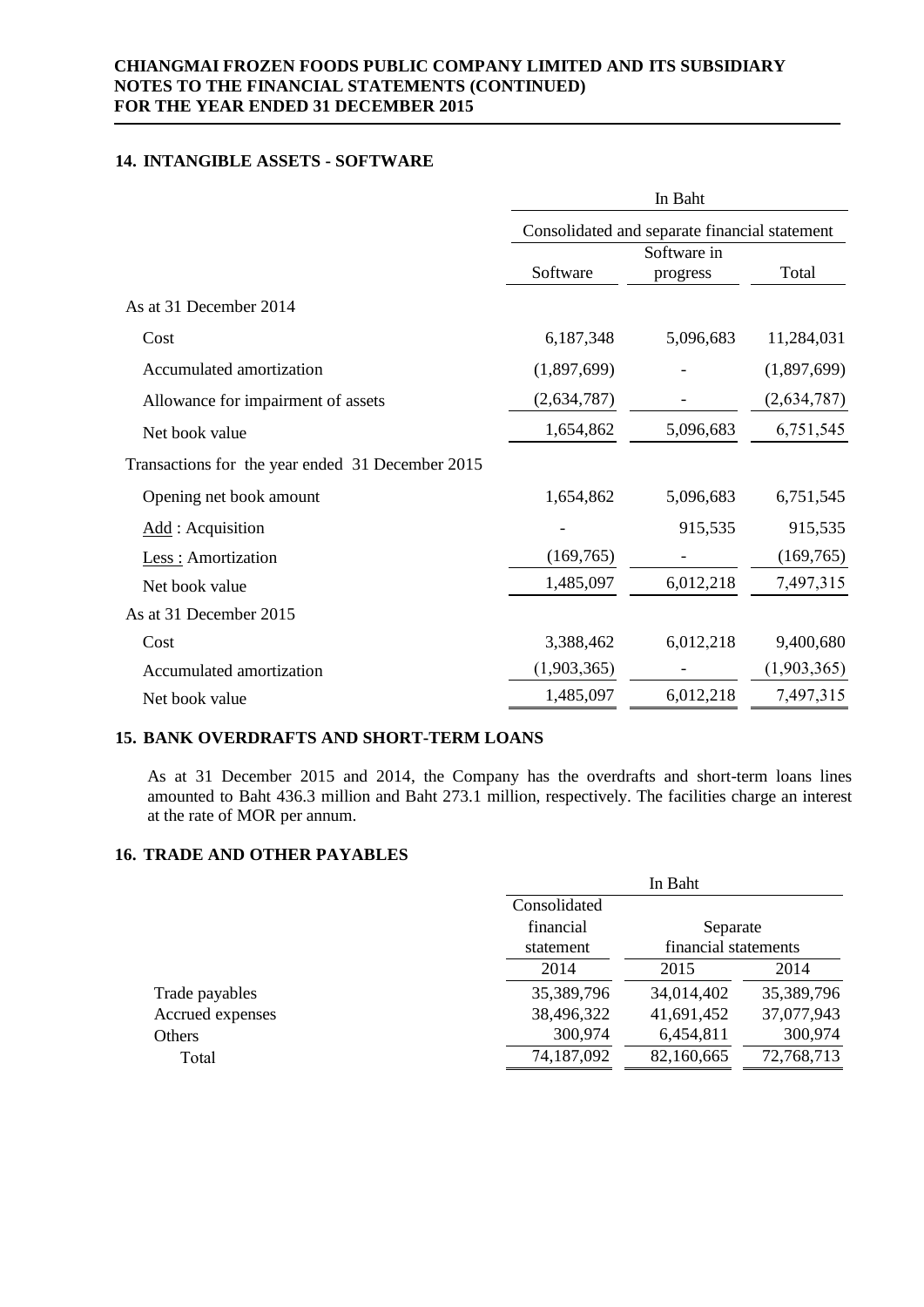## 14. INTANGIBLE ASSETS - SOFTWARE

| | In Baht | | |
|---|---|---|---|
| | Consolidated and separate financial statement | | |
| | Software | Software in progress | Total |
| As at 31 December 2014 | | | |
| Cost | 6,187,348 | 5,096,683 | 11,284,031 |
| Accumulated amortization | (1,897,699) | - | (1,897,699) |
| Allowance for impairment of assets | (2,634,787) | - | (2,634,787) |
| Net book value | 1,654,862 | 5,096,683 | 6,751,545 |
| Transactions for the year ended 31 December 2015 | | | |
| Opening net book amount | 1,654,862 | 5,096,683 | 6,751,545 |
| Add : Acquisition | - | 915,535 | 915,535 |
| Less : Amortization | (169,765) | - | (169,765) |
| Net book value | 1,485,097 | 6,012,218 | 7,497,315 |
| As at 31 December 2015 | | | |
| Cost | 3,388,462 | 6,012,218 | 9,400,680 |
| Accumulated amortization | (1,903,365) | - | (1,903,365) |
| Net book value | 1,485,097 | 6,012,218 | 7,497,315 |

## 15. BANK OVERDRAFTS AND SHORT-TERM LOANS

As at 31 December 2015 and 2014, the Company has the overdrafts and short-term loans lines amounted to Baht 436.3 million and Baht 273.1 million, respectively. The facilities charge an interest at the rate of MOR per annum.

## 16. TRADE AND OTHER PAYABLES

| | In Baht | | |
|---|---|---|---|
| | Consolidated financial statement | Separate financial statements | |
| | 2014 | 2015 | 2014 |
| Trade payables | 35,389,796 | 34,014,402 | 35,389,796 |
| Accrued expenses | 38,496,322 | 41,691,452 | 37,077,943 |
| Others | 300,974 | 6,454,811 | 300,974 |
| Total | 74,187,092 | 82,160,665 | 72,768,713 |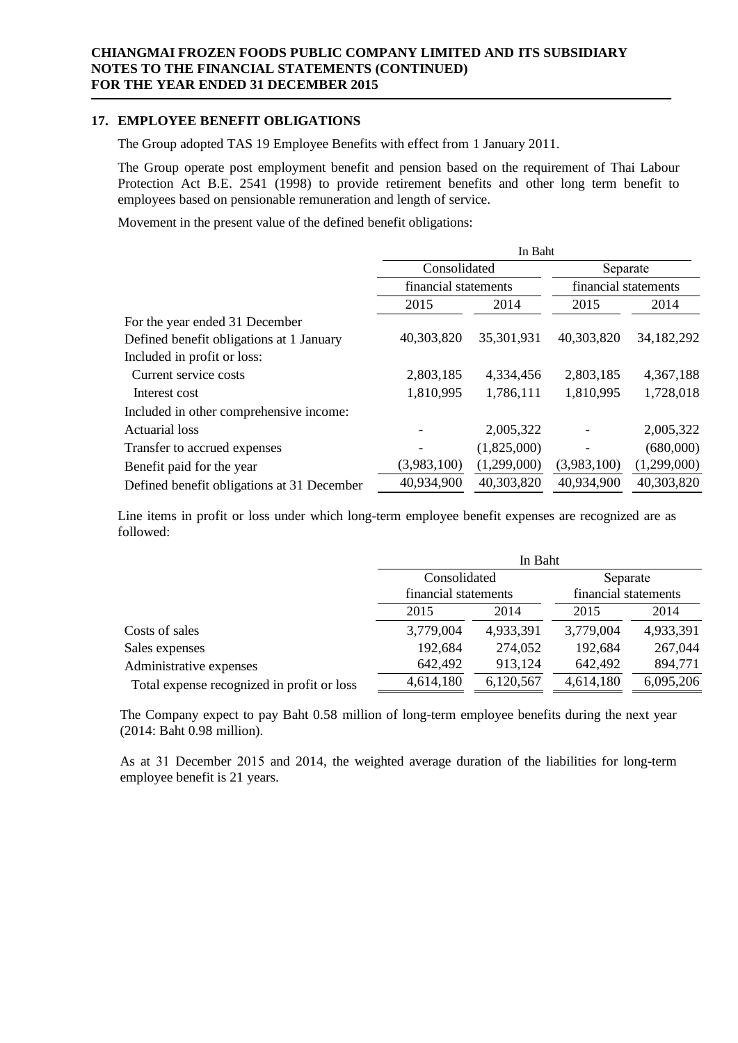## 17. EMPLOYEE BENEFIT OBLIGATIONS

The Group adopted TAS 19 Employee Benefits with effect from 1 January 2011.

The Group operate post employment benefit and pension based on the requirement of Thai Labour Protection Act B.E. 2541 (1998) to provide retirement benefits and other long term benefit to employees based on pensionable remuneration and length of service.

Movement in the present value of the defined benefit obligations:

| | In Baht | | | |
|---|---|---|---|---|
| | Consolidated financial statements | | Separate financial statements | |
| | 2015 | 2014 | 2015 | 2014 |
| For the year ended 31 December | | | | |
| Defined benefit obligations at 1 January | 40,303,820 | 35,301,931 | 40,303,820 | 34,182,292 |
| Included in profit or loss: | | | | |
| Current service costs | 2,803,185 | 4,334,456 | 2,803,185 | 4,367,188 |
| Interest cost | 1,810,995 | 1,786,111 | 1,810,995 | 1,728,018 |
| Included in other comprehensive income: | | | | |
| Actuarial loss | - | 2,005,322 | - | 2,005,322 |
| Transfer to accrued expenses | - | (1,825,000) | - | (680,000) |
| Benefit paid for the year | (3,983,100) | (1,299,000) | (3,983,100) | (1,299,000) |
| Defined benefit obligations at 31 December | 40,934,900 | 40,303,820 | 40,934,900 | 40,303,820 |

Line items in profit or loss under which long-term employee benefit expenses are recognized are as followed:

| | In Baht | | | |
|---|---|---|---|---|
| | Consolidated financial statements | | Separate financial statements | |
| | 2015 | 2014 | 2015 | 2014 |
| Costs of sales | 3,779,004 | 4,933,391 | 3,779,004 | 4,933,391 |
| Sales expenses | 192,684 | 274,052 | 192,684 | 267,044 |
| Administrative expenses | 642,492 | 913,124 | 642,492 | 894,771 |
| Total expense recognized in profit or loss | 4,614,180 | 6,120,567 | 4,614,180 | 6,095,206 |

The Company expect to pay Baht 0.58 million of long-term employee benefits during the next year (2014: Baht 0.98 million).

As at 31 December 2015 and 2014, the weighted average duration of the liabilities for long-term employee benefit is 21 years.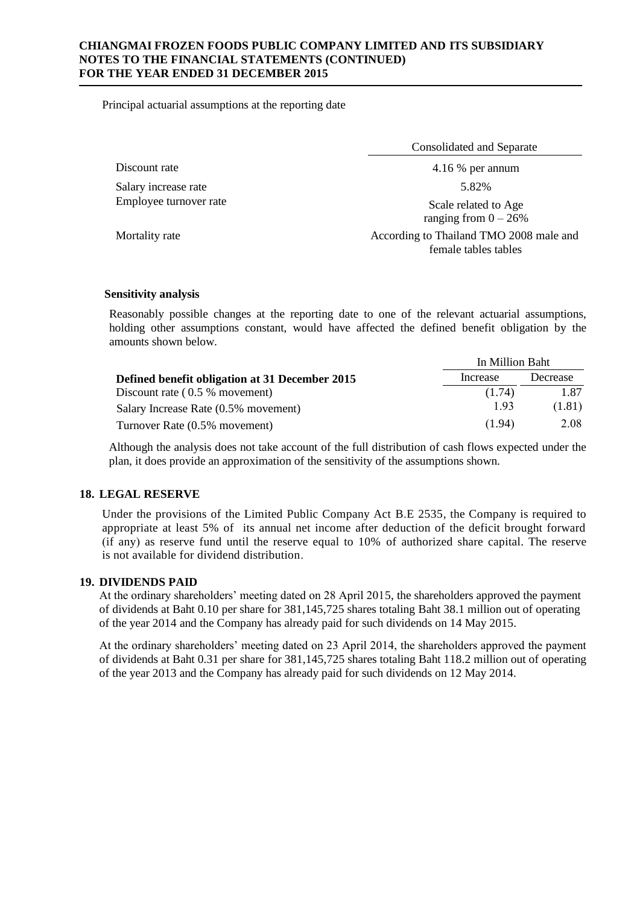Principal actuarial assumptions at the reporting date

| | Consolidated and Separate |
|---|---|
| Discount rate | 4.16 % per annum |
| Salary increase rate | 5.82% |
| Employee turnover rate | Scale related to Age ranging from 0 – 26% |
| Mortality rate | According to Thailand TMO 2008 male and female tables tables |

**Sensitivity analysis**

Reasonably possible changes at the reporting date to one of the relevant actuarial assumptions, holding other assumptions constant, would have affected the defined benefit obligation by the amounts shown below.

| | In Million Baht | |
|---|---|---|
| **Defined benefit obligation at 31 December 2015** | Increase | Decrease |
| Discount rate ( 0.5 % movement) | (1.74) | 1.87 |
| Salary Increase Rate (0.5% movement) | 1.93 | (1.81) |
| Turnover Rate (0.5% movement) | (1.94) | 2.08 |

Although the analysis does not take account of the full distribution of cash flows expected under the plan, it does provide an approximation of the sensitivity of the assumptions shown.

## 18. LEGAL RESERVE

Under the provisions of the Limited Public Company Act B.E 2535, the Company is required to appropriate at least 5% of its annual net income after deduction of the deficit brought forward (if any) as reserve fund until the reserve equal to 10% of authorized share capital. The reserve is not available for dividend distribution.

## 19. DIVIDENDS PAID

At the ordinary shareholders' meeting dated on 28 April 2015, the shareholders approved the payment of dividends at Baht 0.10 per share for 381,145,725 shares totaling Baht 38.1 million out of operating of the year 2014 and the Company has already paid for such dividends on 14 May 2015.

At the ordinary shareholders' meeting dated on 23 April 2014, the shareholders approved the payment of dividends at Baht 0.31 per share for 381,145,725 shares totaling Baht 118.2 million out of operating of the year 2013 and the Company has already paid for such dividends on 12 May 2014.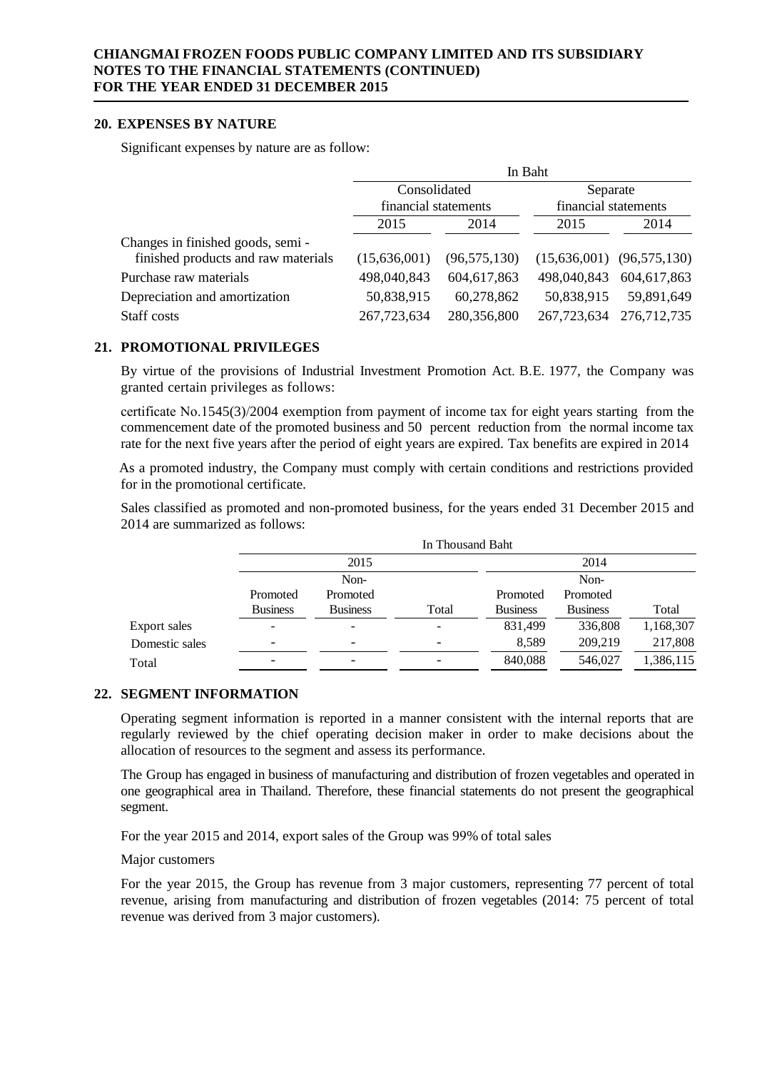## 20. EXPENSES BY NATURE

Significant expenses by nature are as follow:

| | In Baht | | | |
|---|---|---|---|---|
| | Consolidated financial statements | | Separate financial statements | |
| | 2015 | 2014 | 2015 | 2014 |
| Changes in finished goods, semi - finished products and raw materials | (15,636,001) | (96,575,130) | (15,636,001) | (96,575,130) |
| Purchase raw materials | 498,040,843 | 604,617,863 | 498,040,843 | 604,617,863 |
| Depreciation and amortization | 50,838,915 | 60,278,862 | 50,838,915 | 59,891,649 |
| Staff costs | 267,723,634 | 280,356,800 | 267,723,634 | 276,712,735 |

## 21. PROMOTIONAL PRIVILEGES

By virtue of the provisions of Industrial Investment Promotion Act. B.E. 1977, the Company was granted certain privileges as follows:

certificate No.1545(3)/2004 exemption from payment of income tax for eight years starting from the commencement date of the promoted business and 50 percent reduction from the normal income tax rate for the next five years after the period of eight years are expired. Tax benefits are expired in 2014

As a promoted industry, the Company must comply with certain conditions and restrictions provided for in the promotional certificate.

Sales classified as promoted and non-promoted business, for the years ended 31 December 2015 and 2014 are summarized as follows:

| | In Thousand Baht | | | | | |
|---|---|---|---|---|---|---|
| | 2015 | | | 2014 | | |
| | Promoted Business | Non-Promoted Business | Total | Promoted Business | Non-Promoted Business | Total |
| Export sales | - | - | - | 831,499 | 336,808 | 1,168,307 |
| Domestic sales | - | - | - | 8,589 | 209,219 | 217,808 |
| Total | - | - | - | 840,088 | 546,027 | 1,386,115 |

## 22. SEGMENT INFORMATION

Operating segment information is reported in a manner consistent with the internal reports that are regularly reviewed by the chief operating decision maker in order to make decisions about the allocation of resources to the segment and assess its performance.

The Group has engaged in business of manufacturing and distribution of frozen vegetables and operated in one geographical area in Thailand. Therefore, these financial statements do not present the geographical segment.

For the year 2015 and 2014, export sales of the Group was 99% of total sales

Major customers

For the year 2015, the Group has revenue from 3 major customers, representing 77 percent of total revenue, arising from manufacturing and distribution of frozen vegetables (2014: 75 percent of total revenue was derived from 3 major customers).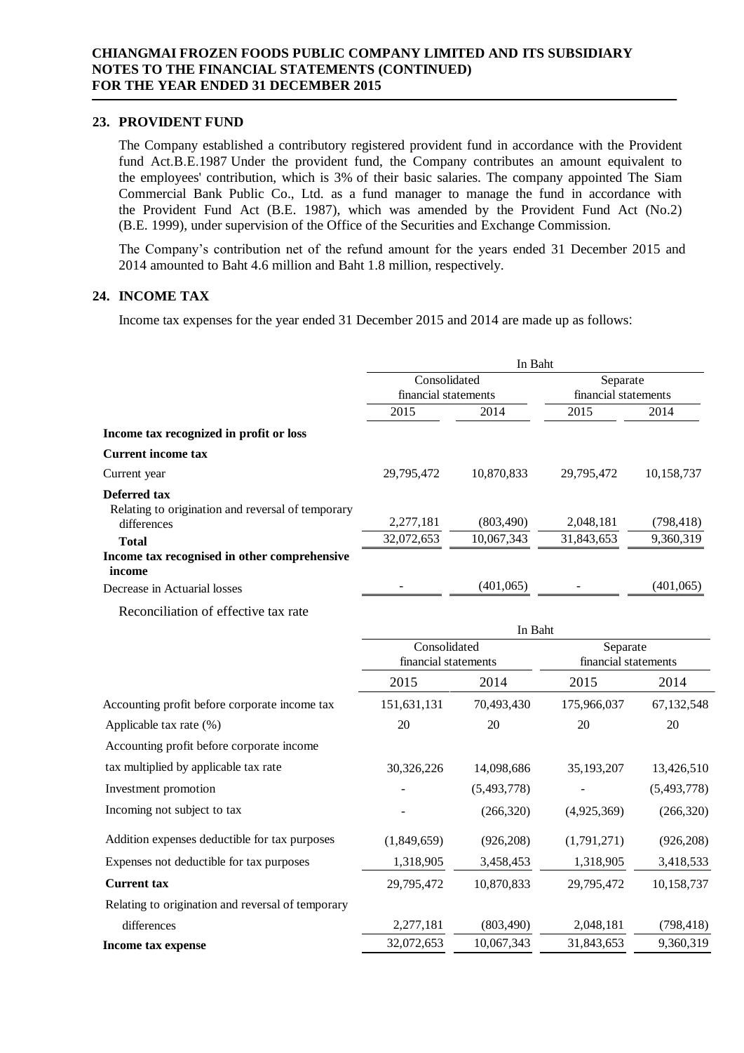## 23. PROVIDENT FUND

The Company established a contributory registered provident fund in accordance with the Provident fund Act.B.E.1987 Under the provident fund, the Company contributes an amount equivalent to the employees' contribution, which is 3% of their basic salaries. The company appointed The Siam Commercial Bank Public Co., Ltd. as a fund manager to manage the fund in accordance with the Provident Fund Act (B.E. 1987), which was amended by the Provident Fund Act (No.2) (B.E. 1999), under supervision of the Office of the Securities and Exchange Commission.

The Company's contribution net of the refund amount for the years ended 31 December 2015 and 2014 amounted to Baht 4.6 million and Baht 1.8 million, respectively.

## 24. INCOME TAX

Income tax expenses for the year ended 31 December 2015 and 2014 are made up as follows:

| | In Baht | | | |
|---|---|---|---|---|
| | Consolidated financial statements | | Separate financial statements | |
| | 2015 | 2014 | 2015 | 2014 |
| **Income tax recognized in profit or loss** | | | | |
| **Current income tax** | | | | |
| Current year | 29,795,472 | 10,870,833 | 29,795,472 | 10,158,737 |
| **Deferred tax** | | | | |
| Relating to origination and reversal of temporary differences | 2,277,181 | (803,490) | 2,048,181 | (798,418) |
| **Total** | 32,072,653 | 10,067,343 | 31,843,653 | 9,360,319 |
| **Income tax recognised in other comprehensive income** | | | | |
| Decrease in Actuarial losses | - | (401,065) | - | (401,065) |

Reconciliation of effective tax rate

| | In Baht | | | |
|---|---|---|---|---|
| | Consolidated financial statements | | Separate financial statements | |
| | 2015 | 2014 | 2015 | 2014 |
| Accounting profit before corporate income tax | 151,631,131 | 70,493,430 | 175,966,037 | 67,132,548 |
| Applicable tax rate (%) | 20 | 20 | 20 | 20 |
| Accounting profit before corporate income tax multiplied by applicable tax rate | 30,326,226 | 14,098,686 | 35,193,207 | 13,426,510 |
| Investment promotion | - | (5,493,778) | - | (5,493,778) |
| Incoming not subject to tax | - | (266,320) | (4,925,369) | (266,320) |
| Addition expenses deductible for tax purposes | (1,849,659) | (926,208) | (1,791,271) | (926,208) |
| Expenses not deductible for tax purposes | 1,318,905 | 3,458,453 | 1,318,905 | 3,418,533 |
| **Current tax** | 29,795,472 | 10,870,833 | 29,795,472 | 10,158,737 |
| Relating to origination and reversal of temporary differences | 2,277,181 | (803,490) | 2,048,181 | (798,418) |
| **Income tax expense** | 32,072,653 | 10,067,343 | 31,843,653 | 9,360,319 |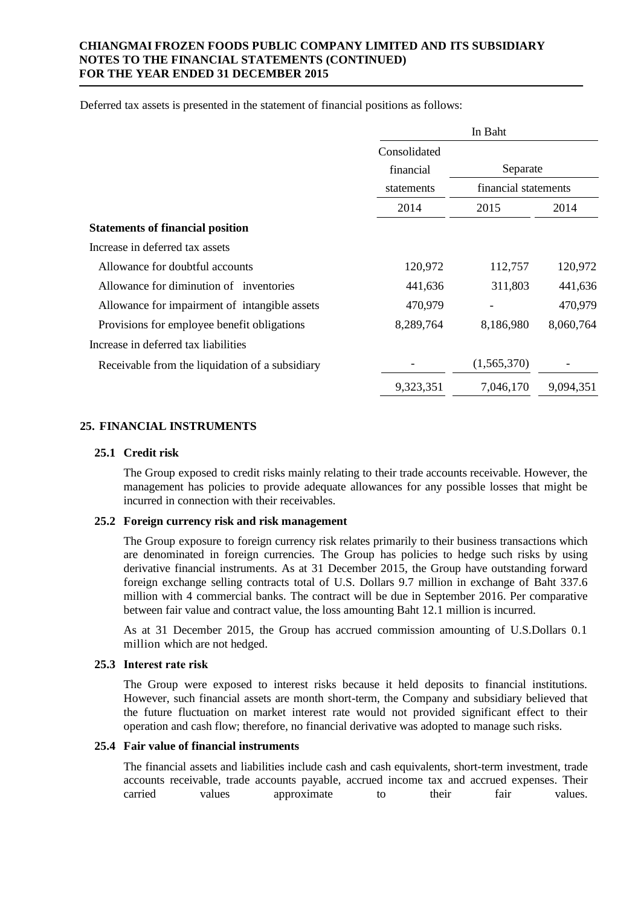Deferred tax assets is presented in the statement of financial positions as follows:

| | In Baht | | |
|---|---|---|---|
| | Consolidated financial statements | Separate financial statements | |
| | 2014 | 2015 | 2014 |
| **Statements of financial position** | | | |
| Increase in deferred tax assets | | | |
| Allowance for doubtful accounts | 120,972 | 112,757 | 120,972 |
| Allowance for diminution of inventories | 441,636 | 311,803 | 441,636 |
| Allowance for impairment of intangible assets | 470,979 | - | 470,979 |
| Provisions for employee benefit obligations | 8,289,764 | 8,186,980 | 8,060,764 |
| Increase in deferred tax liabilities | | | |
| Receivable from the liquidation of a subsidiary | - | (1,565,370) | - |
| | 9,323,351 | 7,046,170 | 9,094,351 |

## 25. FINANCIAL INSTRUMENTS

### 25.1 Credit risk

The Group exposed to credit risks mainly relating to their trade accounts receivable. However, the management has policies to provide adequate allowances for any possible losses that might be incurred in connection with their receivables.

### 25.2 Foreign currency risk and risk management

The Group exposure to foreign currency risk relates primarily to their business transactions which are denominated in foreign currencies. The Group has policies to hedge such risks by using derivative financial instruments. As at 31 December 2015, the Group have outstanding forward foreign exchange selling contracts total of U.S. Dollars 9.7 million in exchange of Baht 337.6 million with 4 commercial banks. The contract will be due in September 2016. Per comparative between fair value and contract value, the loss amounting Baht 12.1 million is incurred.

As at 31 December 2015, the Group has accrued commission amounting of U.S.Dollars 0.1 million which are not hedged.

### 25.3 Interest rate risk

The Group were exposed to interest risks because it held deposits to financial institutions. However, such financial assets are month short-term, the Company and subsidiary believed that the future fluctuation on market interest rate would not provided significant effect to their operation and cash flow; therefore, no financial derivative was adopted to manage such risks.

### 25.4 Fair value of financial instruments

The financial assets and liabilities include cash and cash equivalents, short-term investment, trade accounts receivable, trade accounts payable, accrued income tax and accrued expenses. Their carried values approximate to their fair values.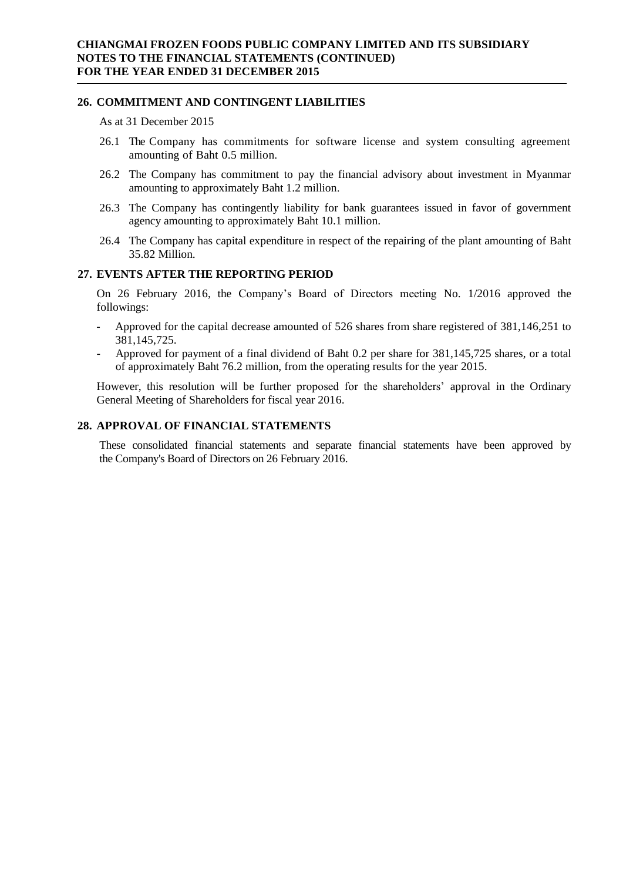## 26. COMMITMENT AND CONTINGENT LIABILITIES

As at 31 December 2015

26.1 The Company has commitments for software license and system consulting agreement amounting of Baht 0.5 million.

26.2 The Company has commitment to pay the financial advisory about investment in Myanmar amounting to approximately Baht 1.2 million.

26.3 The Company has contingently liability for bank guarantees issued in favor of government agency amounting to approximately Baht 10.1 million.

26.4 The Company has capital expenditure in respect of the repairing of the plant amounting of Baht 35.82 Million.

## 27. EVENTS AFTER THE REPORTING PERIOD

On 26 February 2016, the Company's Board of Directors meeting No. 1/2016 approved the followings:

- Approved for the capital decrease amounted of 526 shares from share registered of 381,146,251 to 381,145,725.
- Approved for payment of a final dividend of Baht 0.2 per share for 381,145,725 shares, or a total of approximately Baht 76.2 million, from the operating results for the year 2015.

However, this resolution will be further proposed for the shareholders' approval in the Ordinary General Meeting of Shareholders for fiscal year 2016.

## 28. APPROVAL OF FINANCIAL STATEMENTS

These consolidated financial statements and separate financial statements have been approved by the Company's Board of Directors on 26 February 2016.